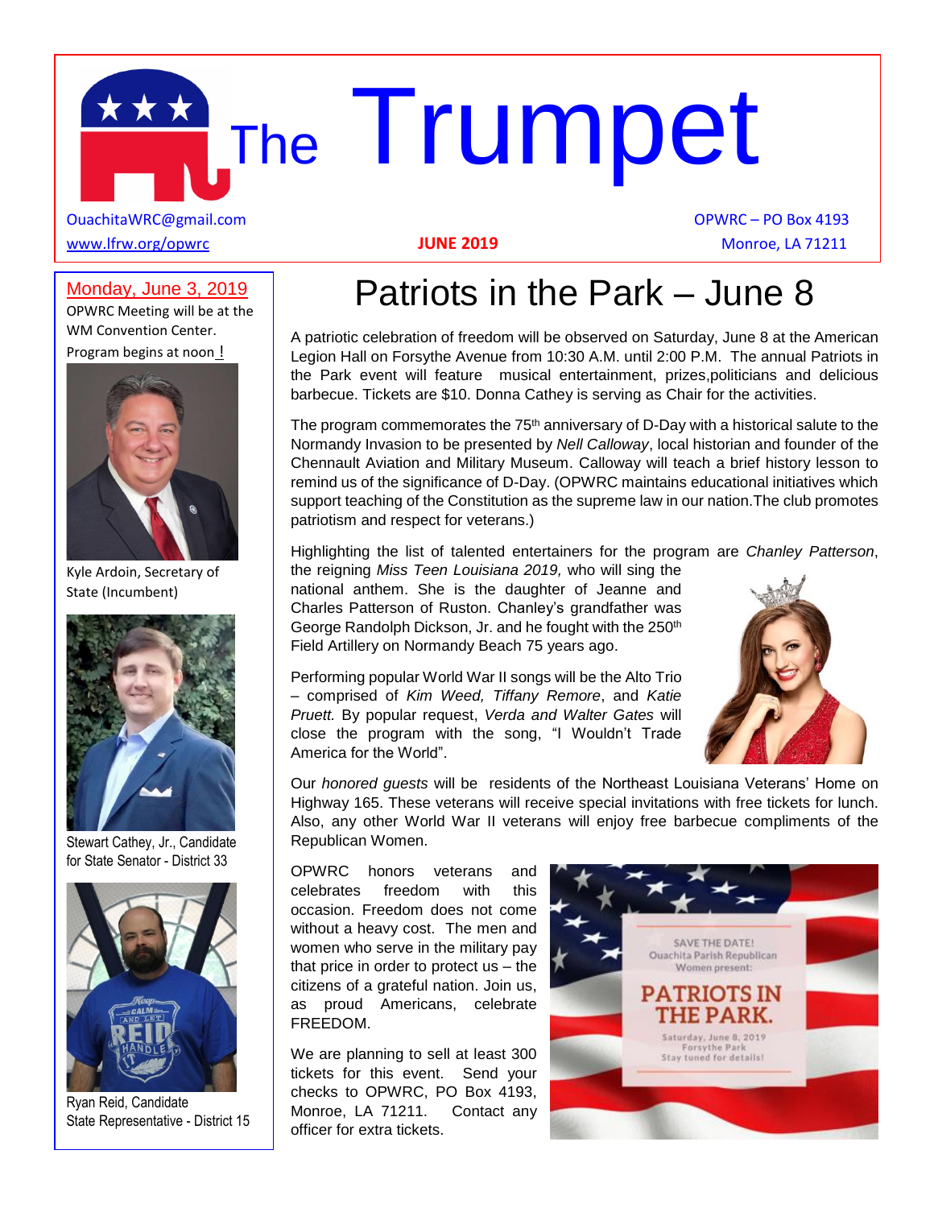# The Trumpet

OuachitaWRC@gmail.com
www.lfrw.org/opwrc

**JUNE 2019**

OPWRC – PO Box 4193
Monroe, LA 71211

Monday, June 3, 2019

OPWRC Meeting will be at the WM Convention Center.

Program begins at noon !

Kyle Ardoin, Secretary of State (Incumbent)

Stewart Cathey, Jr., Candidate for State Senator - District 33

Ryan Reid, Candidate State Representative - District 15

## Patriots in the Park – June 8

A patriotic celebration of freedom will be observed on Saturday, June 8 at the American Legion Hall on Forsythe Avenue from 10:30 A.M. until 2:00 P.M. The annual Patriots in the Park event will feature musical entertainment, prizes,politicians and delicious barbecue. Tickets are $10. Donna Cathey is serving as Chair for the activities.

The program commemorates the 75th anniversary of D-Day with a historical salute to the Normandy Invasion to be presented by *Nell Calloway*, local historian and founder of the Chennault Aviation and Military Museum. Calloway will teach a brief history lesson to remind us of the significance of D-Day. (OPWRC maintains educational initiatives which support teaching of the Constitution as the supreme law in our nation.The club promotes patriotism and respect for veterans.)

Highlighting the list of talented entertainers for the program are *Chanley Patterson*, the reigning *Miss Teen Louisiana 2019,* who will sing the national anthem. She is the daughter of Jeanne and Charles Patterson of Ruston. Chanley's grandfather was George Randolph Dickson, Jr. and he fought with the 250th Field Artillery on Normandy Beach 75 years ago.

Performing popular World War II songs will be the Alto Trio – comprised of *Kim Weed, Tiffany Remore*, and *Katie Pruett.* By popular request, *Verda and Walter Gates* will close the program with the song, "I Wouldn't Trade America for the World".

Our *honored guests* will be residents of the Northeast Louisiana Veterans' Home on Highway 165. These veterans will receive special invitations with free tickets for lunch. Also, any other World War II veterans will enjoy free barbecue compliments of the Republican Women.

OPWRC honors veterans and celebrates freedom with this occasion. Freedom does not come without a heavy cost. The men and women who serve in the military pay that price in order to protect us – the citizens of a grateful nation. Join us, as proud Americans, celebrate FREEDOM.

We are planning to sell at least 300 tickets for this event. Send your checks to OPWRC, PO Box 4193, Monroe, LA 71211. Contact any officer for extra tickets.

SAVE THE DATE!
Ouachita Parish Republican Women present:

**PATRIOTS IN THE PARK.**

Saturday, June 8, 2019
Forsythe Park
Stay tuned for details!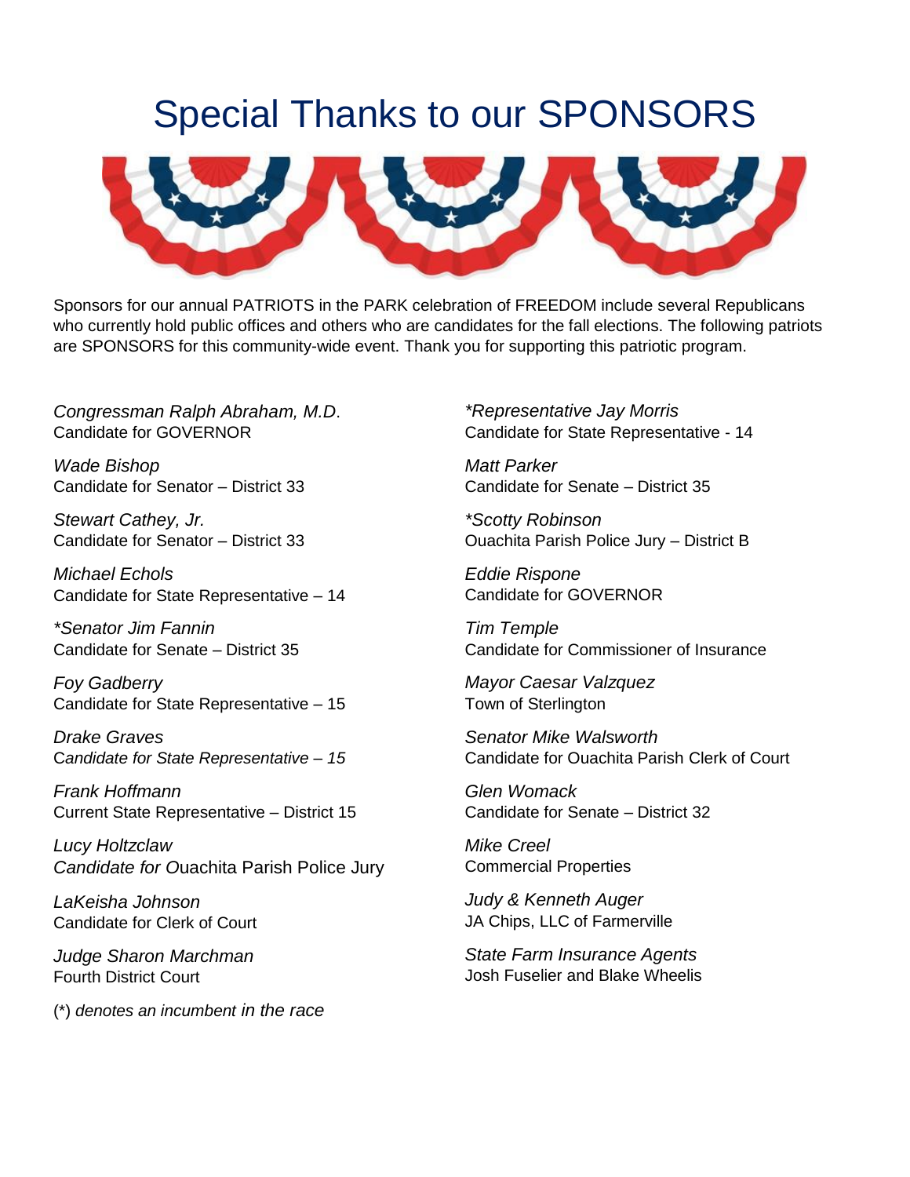# Special Thanks to our SPONSORS

Sponsors for our annual PATRIOTS in the PARK celebration of FREEDOM include several Republicans who currently hold public offices and others who are candidates for the fall elections. The following patriots are SPONSORS for this community-wide event. Thank you for supporting this patriotic program.

*Congressman Ralph Abraham, M.D.*
Candidate for GOVERNOR

*Wade Bishop*
Candidate for Senator – District 33

*Stewart Cathey, Jr.*
Candidate for Senator – District 33

*Michael Echols*
Candidate for State Representative – 14

*\*Senator Jim Fannin*
Candidate for Senate – District 35

*Foy Gadberry*
Candidate for State Representative – 15

*Drake Graves*
C*andidate for State Representative – 15*

*Frank Hoffmann*
Current State Representative – District 15

*Lucy Holtzclaw*
*Candidate for O*uachita Parish Police Jury

*LaKeisha Johnson*
Candidate for Clerk of Court

*Judge Sharon Marchman*
Fourth District Court

(*) *denotes an incumbent in the race*

*\*Representative Jay Morris*
Candidate for State Representative - 14

*Matt Parker*
Candidate for Senate – District 35

*\*Scotty Robinson*
Ouachita Parish Police Jury – District B

*Eddie Rispone*
Candidate for GOVERNOR

*Tim Temple*
Candidate for Commissioner of Insurance

*Mayor Caesar Valzquez*
Town of Sterlington

*Senator Mike Walsworth*
Candidate for Ouachita Parish Clerk of Court

*Glen Womack*
Candidate for Senate – District 32

*Mike Creel*
Commercial Properties

*Judy & Kenneth Auger*
JA Chips, LLC of Farmerville

*State Farm Insurance Agents*
Josh Fuselier and Blake Wheelis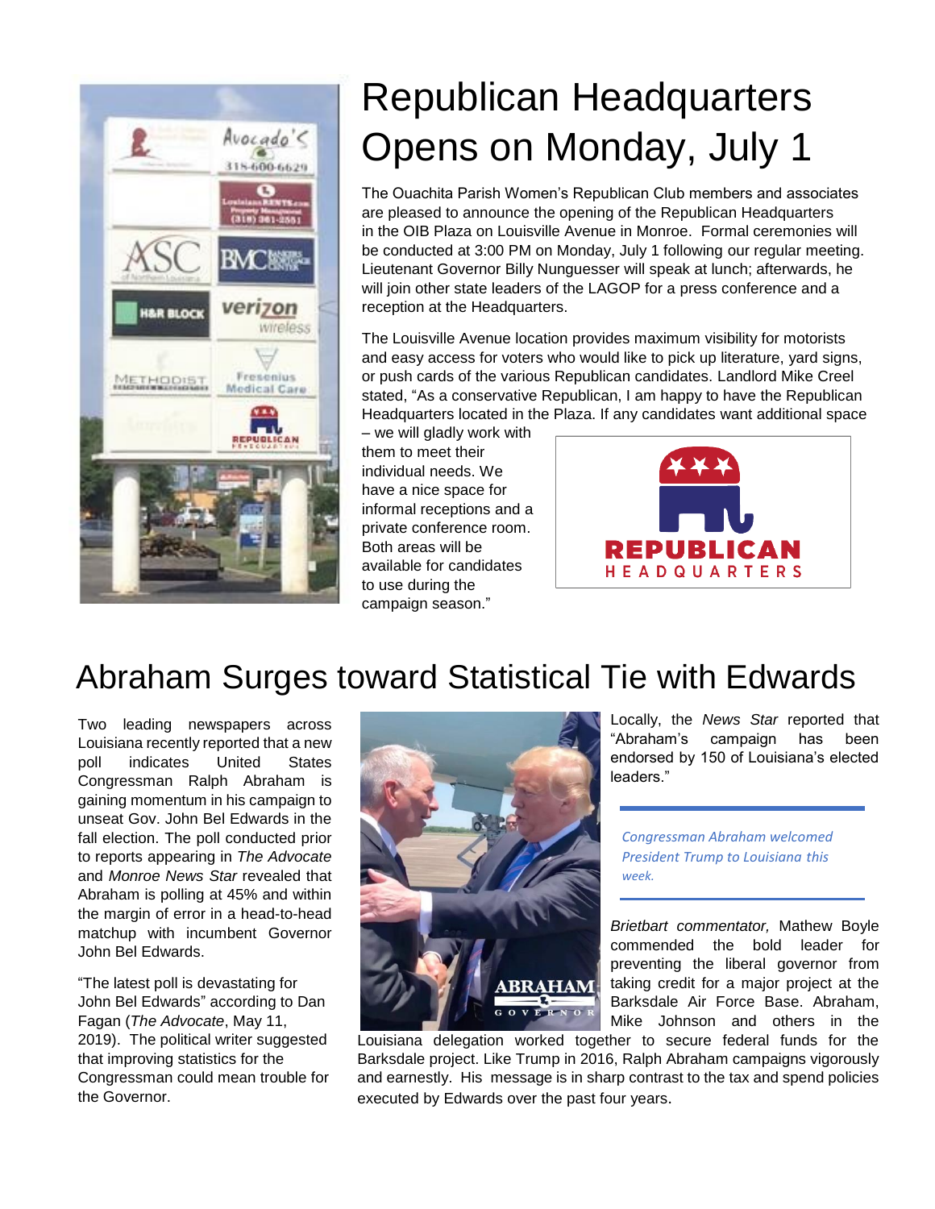# Republican Headquarters Opens on Monday, July 1

The Ouachita Parish Women's Republican Club members and associates are pleased to announce the opening of the Republican Headquarters in the OIB Plaza on Louisville Avenue in Monroe. Formal ceremonies will be conducted at 3:00 PM on Monday, July 1 following our regular meeting. Lieutenant Governor Billy Nunguesser will speak at lunch; afterwards, he will join other state leaders of the LAGOP for a press conference and a reception at the Headquarters.

The Louisville Avenue location provides maximum visibility for motorists and easy access for voters who would like to pick up literature, yard signs, or push cards of the various Republican candidates. Landlord Mike Creel stated, "As a conservative Republican, I am happy to have the Republican Headquarters located in the Plaza. If any candidates want additional space – we will gladly work with them to meet their individual needs. We have a nice space for informal receptions and a private conference room. Both areas will be available for candidates to use during the campaign season."

# Abraham Surges toward Statistical Tie with Edwards

Two leading newspapers across Louisiana recently reported that a new poll indicates United States Congressman Ralph Abraham is gaining momentum in his campaign to unseat Gov. John Bel Edwards in the fall election. The poll conducted prior to reports appearing in *The Advocate* and *Monroe News Star* revealed that Abraham is polling at 45% and within the margin of error in a head-to-head matchup with incumbent Governor John Bel Edwards.

"The latest poll is devastating for John Bel Edwards" according to Dan Fagan (*The Advocate*, May 11, 2019). The political writer suggested that improving statistics for the Congressman could mean trouble for the Governor.

Locally, the *News Star* reported that "Abraham's campaign has been endorsed by 150 of Louisiana's elected leaders."

*Congressman Abraham welcomed President Trump to Louisiana this week.*

*Brietbart commentator,* Mathew Boyle commended the bold leader for preventing the liberal governor from taking credit for a major project at the Barksdale Air Force Base. Abraham, Mike Johnson and others in the Louisiana delegation worked together to secure federal funds for the Barksdale project. Like Trump in 2016, Ralph Abraham campaigns vigorously and earnestly. His message is in sharp contrast to the tax and spend policies executed by Edwards over the past four years.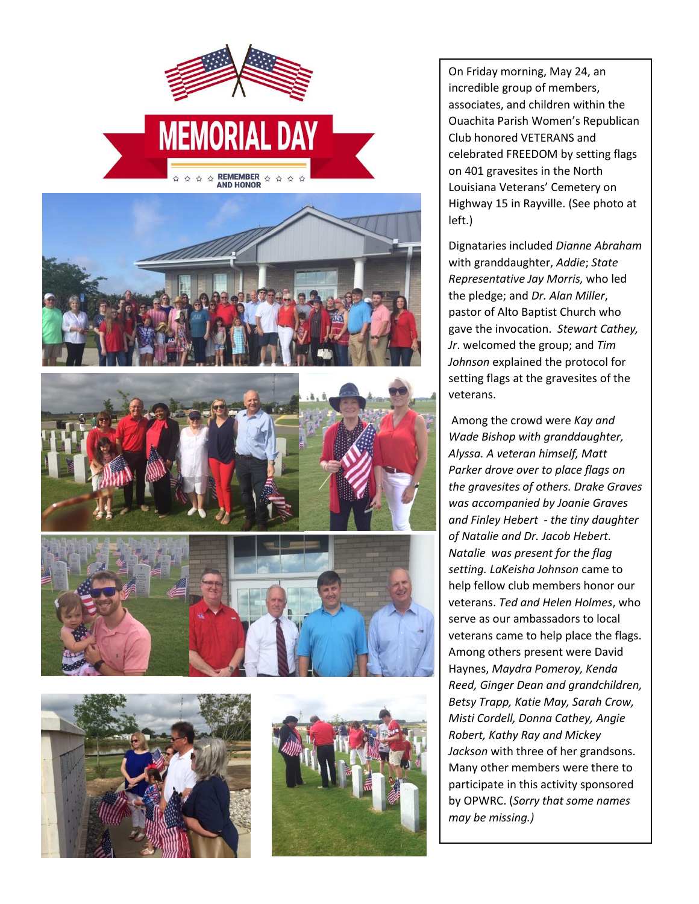# MEMORIAL DAY

REMEMBER AND HONOR

On Friday morning, May 24, an incredible group of members, associates, and children within the Ouachita Parish Women's Republican Club honored VETERANS and celebrated FREEDOM by setting flags on 401 gravesites in the North Louisiana Veterans' Cemetery on Highway 15 in Rayville. (See photo at left.)

Dignataries included *Dianne Abraham* with granddaughter, *Addie*; *State Representative Jay Morris,* who led the pledge; and *Dr. Alan Miller*, pastor of Alto Baptist Church who gave the invocation. *Stewart Cathey, Jr*. welcomed the group; and *Tim Johnson* explained the protocol for setting flags at the gravesites of the veterans.

Among the crowd were *Kay and Wade Bishop with granddaughter, Alyssa. A veteran himself, Matt Parker drove over to place flags on the gravesites of others. Drake Graves was accompanied by Joanie Graves and Finley Hebert - the tiny daughter of Natalie and Dr. Jacob Hebert. Natalie was present for the flag setting. LaKeisha Johnson* came to help fellow club members honor our veterans. *Ted and Helen Holmes*, who serve as our ambassadors to local veterans came to help place the flags. Among others present were David Haynes, *Maydra Pomeroy, Kenda Reed, Ginger Dean and grandchildren, Betsy Trapp, Katie May, Sarah Crow, Misti Cordell, Donna Cathey, Angie Robert, Kathy Ray and Mickey Jackson* with three of her grandsons. Many other members were there to participate in this activity sponsored by OPWRC. (*Sorry that some names may be missing.)*